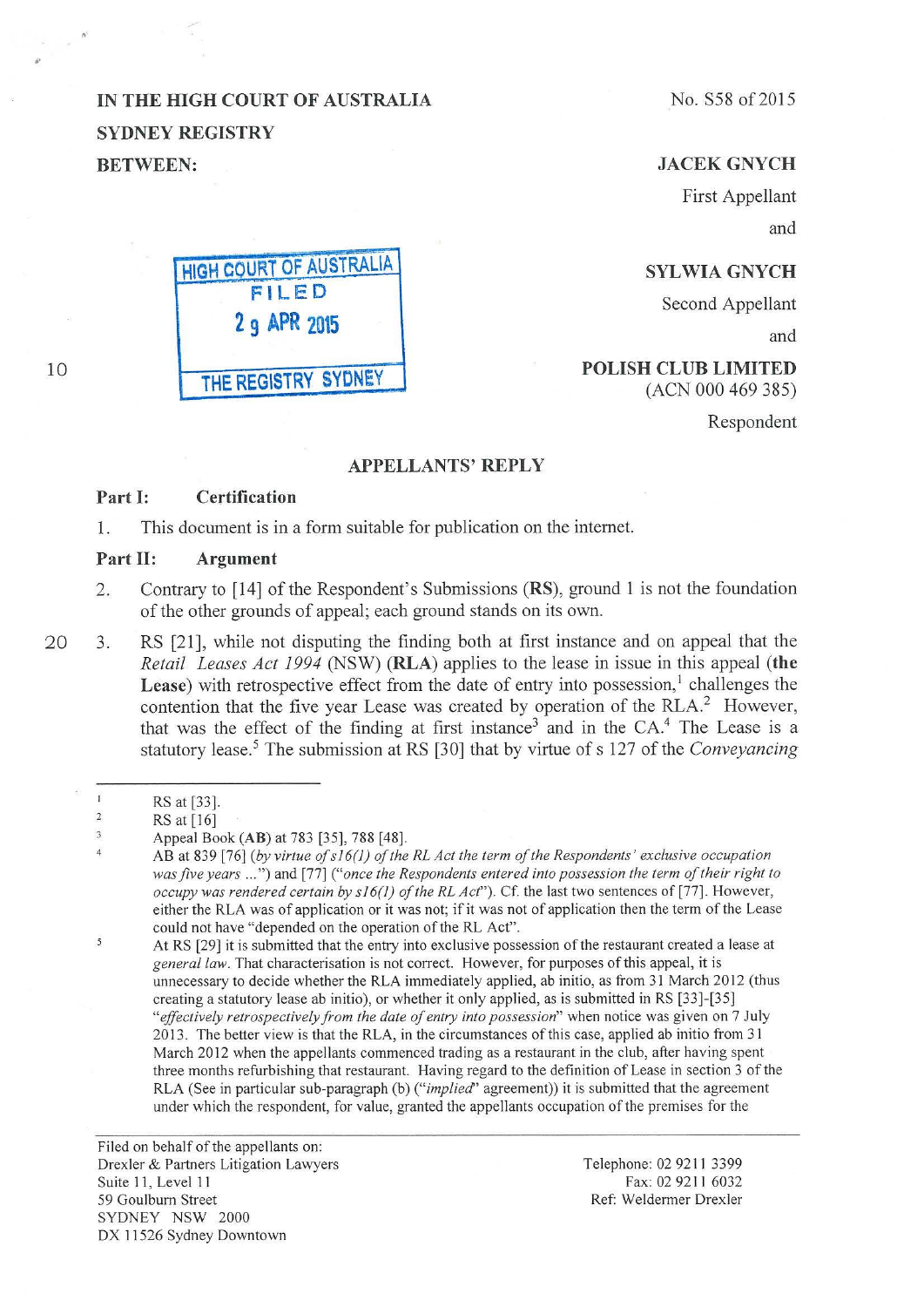IN THE HIGH COURT OF AUSTRALIA
SYDNEY REGISTRY
BETWEEN:

No. S58 of 2015

**JACEK GNYCH**
First Appellant
and

**SYLWIA GNYCH**
Second Appellant
and

**POLISH CLUB LIMITED**
(ACN 000 469 385)
Respondent

HIGH COURT OF AUSTRALIA
FILED
29 APR 2015
THE REGISTRY SYDNEY

## APPELLANTS' REPLY

### Part I: Certification

1. This document is in a form suitable for publication on the internet.

### Part II: Argument

2. Contrary to [14] of the Respondent's Submissions (**RS**), ground 1 is not the foundation of the other grounds of appeal; each ground stands on its own.

3. RS [21], while not disputing the finding both at first instance and on appeal that the *Retail Leases Act 1994* (NSW) (**RLA**) applies to the lease in issue in this appeal (**the Lease**) with retrospective effect from the date of entry into possession,[1] challenges the contention that the five year Lease was created by operation of the RLA.[2] However, that was the effect of the finding at first instance[3] and in the CA.[4] The Lease is a statutory lease.[5] The submission at RS [30] that by virtue of s 127 of the *Conveyancing*

---

[1] RS at [33].

[2] RS at [16]

[3] Appeal Book (**AB**) at 783 [35], 788 [48].

[4] AB at 839 [76] (*by virtue of s16(1) of the RL Act the term of the Respondents' exclusive occupation was five years ...*") and [77] ("*once the Respondents entered into possession the term of their right to occupy was rendered certain by s16(1) of the RL Act*"). Cf. the last two sentences of [77]. However, either the RLA was of application or it was not; if it was not of application then the term of the Lease could not have "depended on the operation of the RL Act".

[5] At RS [29] it is submitted that the entry into exclusive possession of the restaurant created a lease at *general law*. That characterisation is not correct. However, for purposes of this appeal, it is unnecessary to decide whether the RLA immediately applied, ab initio, as from 31 March 2012 (thus creating a statutory lease ab initio), or whether it only applied, as is submitted in RS [33]-[35] "*effectively retrospectively from the date of entry into possession*" when notice was given on 7 July 2013. The better view is that the RLA, in the circumstances of this case, applied ab initio from 31 March 2012 when the appellants commenced trading as a restaurant in the club, after having spent three months refurbishing that restaurant. Having regard to the definition of Lease in section 3 of the RLA (See in particular sub-paragraph (b) ("*implied*" agreement)) it is submitted that the agreement under which the respondent, for value, granted the appellants occupation of the premises for the

Filed on behalf of the appellants on:
Drexler & Partners Litigation Lawyers
Suite 11, Level 11
59 Goulburn Street
SYDNEY NSW 2000
DX 11526 Sydney Downtown

Telephone: 02 9211 3399
Fax: 02 9211 6032
Ref: Weldermer Drexler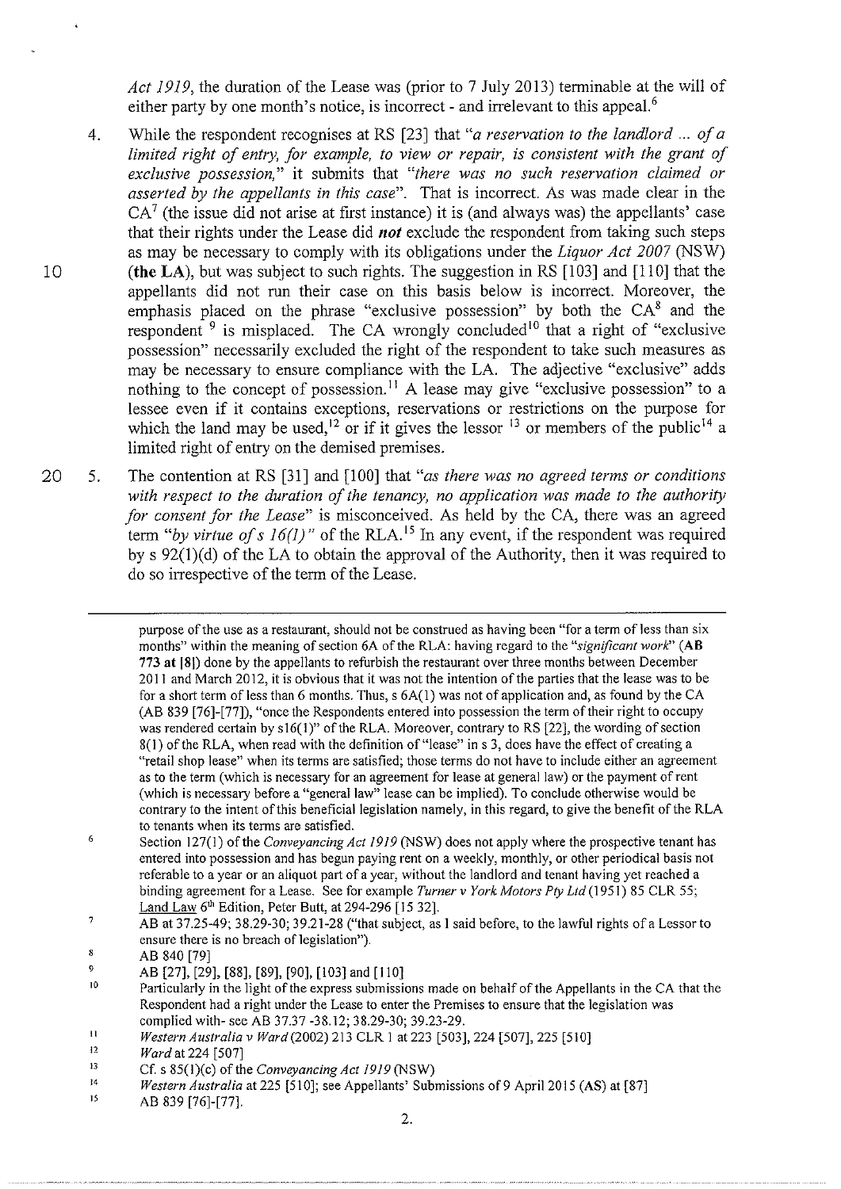*Act 1919*, the duration of the Lease was (prior to 7 July 2013) terminable at the will of either party by one month's notice, is incorrect - and irrelevant to this appeal.[6]

4. While the respondent recognises at RS [23] that *"a reservation to the landlord ... of a limited right of entry, for example, to view or repair, is consistent with the grant of exclusive possession,"* it submits that *"there was no such reservation claimed or asserted by the appellants in this case"*. That is incorrect. As was made clear in the CA[7] (the issue did not arise at first instance) it is (and always was) the appellants' case that their rights under the Lease did ***not*** exclude the respondent from taking such steps as may be necessary to comply with its obligations under the *Liquor Act 2007* (NSW) **(the LA)**, but was subject to such rights. The suggestion in RS [103] and [110] that the appellants did not run their case on this basis below is incorrect. Moreover, the emphasis placed on the phrase "exclusive possession" by both the CA[8] and the respondent [9] is misplaced. The CA wrongly concluded[10] that a right of "exclusive possession" necessarily excluded the right of the respondent to take such measures as may be necessary to ensure compliance with the LA. The adjective "exclusive" adds nothing to the concept of possession.[11] A lease may give "exclusive possession" to a lessee even if it contains exceptions, reservations or restrictions on the purpose for which the land may be used,[12] or if it gives the lessor [13] or members of the public[14] a limited right of entry on the demised premises.

5. The contention at RS [31] and [100] that *"as there was no agreed terms or conditions with respect to the duration of the tenancy, no application was made to the authority for consent for the Lease"* is misconceived. As held by the CA, there was an agreed term *"by virtue of s 16(1)"* of the RLA.[15] In any event, if the respondent was required by s 92(1)(d) of the LA to obtain the approval of the Authority, then it was required to do so irrespective of the term of the Lease.

---

purpose of the use as a restaurant, should not be construed as having been "for a term of less than six months" within the meaning of section 6A of the RLA: having regard to the *"significant work"* (**AB 773 at [8]**) done by the appellants to refurbish the restaurant over three months between December 2011 and March 2012, it is obvious that it was not the intention of the parties that the lease was to be for a short term of less than 6 months. Thus, s 6A(1) was not of application and, as found by the CA (AB 839 [76]-[77]), "once the Respondents entered into possession the term of their right to occupy was rendered certain by s16(1)" of the RLA. Moreover, contrary to RS [22], the wording of section 8(1) of the RLA, when read with the definition of "lease" in s 3, does have the effect of creating a "retail shop lease" when its terms are satisfied; those terms do not have to include either an agreement as to the term (which is necessary for an agreement for lease at general law) or the payment of rent (which is necessary before a "general law" lease can be implied). To conclude otherwise would be contrary to the intent of this beneficial legislation namely, in this regard, to give the benefit of the RLA to tenants when its terms are satisfied.

[6] Section 127(1) of the *Conveyancing Act 1919* (NSW) does not apply where the prospective tenant has entered into possession and has begun paying rent on a weekly, monthly, or other periodical basis not referable to a year or an aliquot part of a year, without the landlord and tenant having yet reached a binding agreement for a Lease. See for example *Turner v York Motors Pty Ltd* (1951) 85 CLR 55; Land Law 6th Edition, Peter Butt, at 294-296 [15 32].

[7] AB at 37.25-49; 38.29-30; 39.21-28 ("that subject, as I said before, to the lawful rights of a Lessor to ensure there is no breach of legislation").

[8] AB 840 [79]

[9] AB [27], [29], [88], [89], [90], [103] and [110]

[10] Particularly in the light of the express submissions made on behalf of the Appellants in the CA that the Respondent had a right under the Lease to enter the Premises to ensure that the legislation was complied with- see AB 37.37 -38.12; 38.29-30; 39.23-29.

[11] *Western Australia v Ward* (2002) 213 CLR 1 at 223 [503], 224 [507], 225 [510]

[12] *Ward* at 224 [507]

[13] Cf. s 85(1)(c) of the *Conveyancing Act 1919* (NSW)

[14] *Western Australia* at 225 [510]; see Appellants' Submissions of 9 April 2015 (AS) at [87]

[15] AB 839 [76]-[77].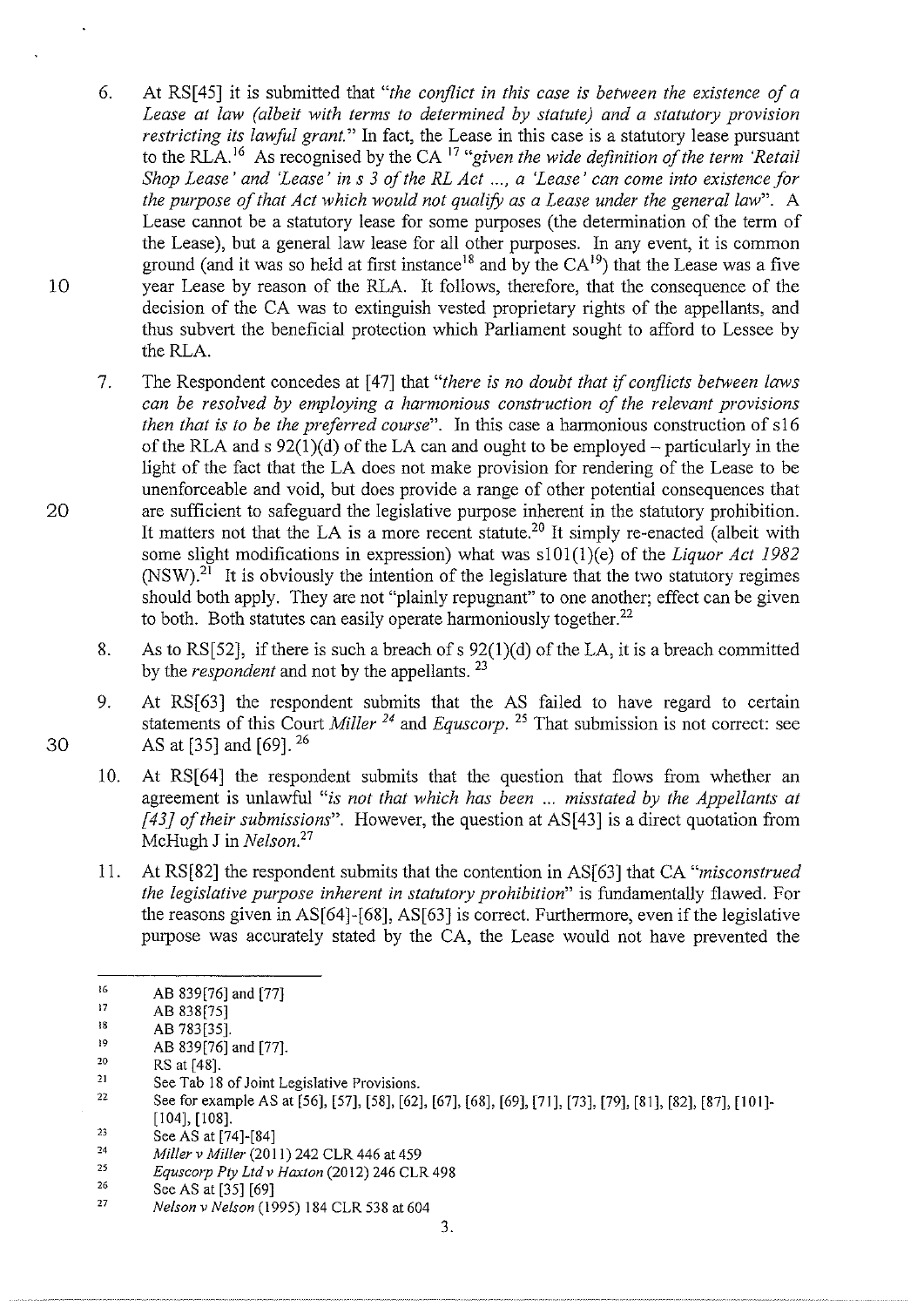6. At RS[45] it is submitted that *"the conflict in this case is between the existence of a Lease at law (albeit with terms to determined by statute) and a statutory provision restricting its lawful grant."* In fact, the Lease in this case is a statutory lease pursuant to the RLA.[16] As recognised by the CA [17] *"given the wide definition of the term 'Retail Shop Lease' and 'Lease' in s 3 of the RL Act ..., a 'Lease' can come into existence for the purpose of that Act which would not qualify as a Lease under the general law"*. A Lease cannot be a statutory lease for some purposes (the determination of the term of the Lease), but a general law lease for all other purposes. In any event, it is common ground (and it was so held at first instance[18] and by the CA[19]) that the Lease was a five year Lease by reason of the RLA. It follows, therefore, that the consequence of the decision of the CA was to extinguish vested proprietary rights of the appellants, and thus subvert the beneficial protection which Parliament sought to afford to Lessee by the RLA.

7. The Respondent concedes at [47] that *"there is no doubt that if conflicts between laws can be resolved by employing a harmonious construction of the relevant provisions then that is to be the preferred course"*. In this case a harmonious construction of s16 of the RLA and s 92(1)(d) of the LA can and ought to be employed – particularly in the light of the fact that the LA does not make provision for rendering of the Lease to be unenforceable and void, but does provide a range of other potential consequences that are sufficient to safeguard the legislative purpose inherent in the statutory prohibition. It matters not that the LA is a more recent statute.[20] It simply re-enacted (albeit with some slight modifications in expression) what was s101(1)(e) of the *Liquor Act 1982* (NSW).[21] It is obviously the intention of the legislature that the two statutory regimes should both apply. They are not "plainly repugnant" to one another; effect can be given to both. Both statutes can easily operate harmoniously together.[22]

8. As to RS[52], if there is such a breach of s 92(1)(d) of the LA, it is a breach committed by the *respondent* and not by the appellants. [23]

9. At RS[63] the respondent submits that the AS failed to have regard to certain statements of this Court *Miller* [24] and *Equscorp*. [25] That submission is not correct: see AS at [35] and [69]. [26]

10. At RS[64] the respondent submits that the question that flows from whether an agreement is unlawful *"is not that which has been ... misstated by the Appellants at [43] of their submissions"*. However, the question at AS[43] is a direct quotation from McHugh J in *Nelson*.[27]

11. At RS[82] the respondent submits that the contention in AS[63] that CA *"misconstrued the legislative purpose inherent in statutory prohibition"* is fundamentally flawed. For the reasons given in AS[64]-[68], AS[63] is correct. Furthermore, even if the legislative purpose was accurately stated by the CA, the Lease would not have prevented the

---

[16] AB 839[76] and [77]

[17] AB 838[75]

[18] AB 783[35].

[19] AB 839[76] and [77].

[20] RS at [48].

[21] See Tab 18 of Joint Legislative Provisions.

[22] See for example AS at [56], [57], [58], [62], [67], [68], [69], [71], [73], [79], [81], [82], [87], [101]-[104], [108].

[23] See AS at [74]-[84]

[24] *Miller v Miller* (2011) 242 CLR 446 at 459

[25] *Equscorp Pty Ltd v Haxton* (2012) 246 CLR 498

[26] See AS at [35] [69]

[27] *Nelson v Nelson* (1995) 184 CLR 538 at 604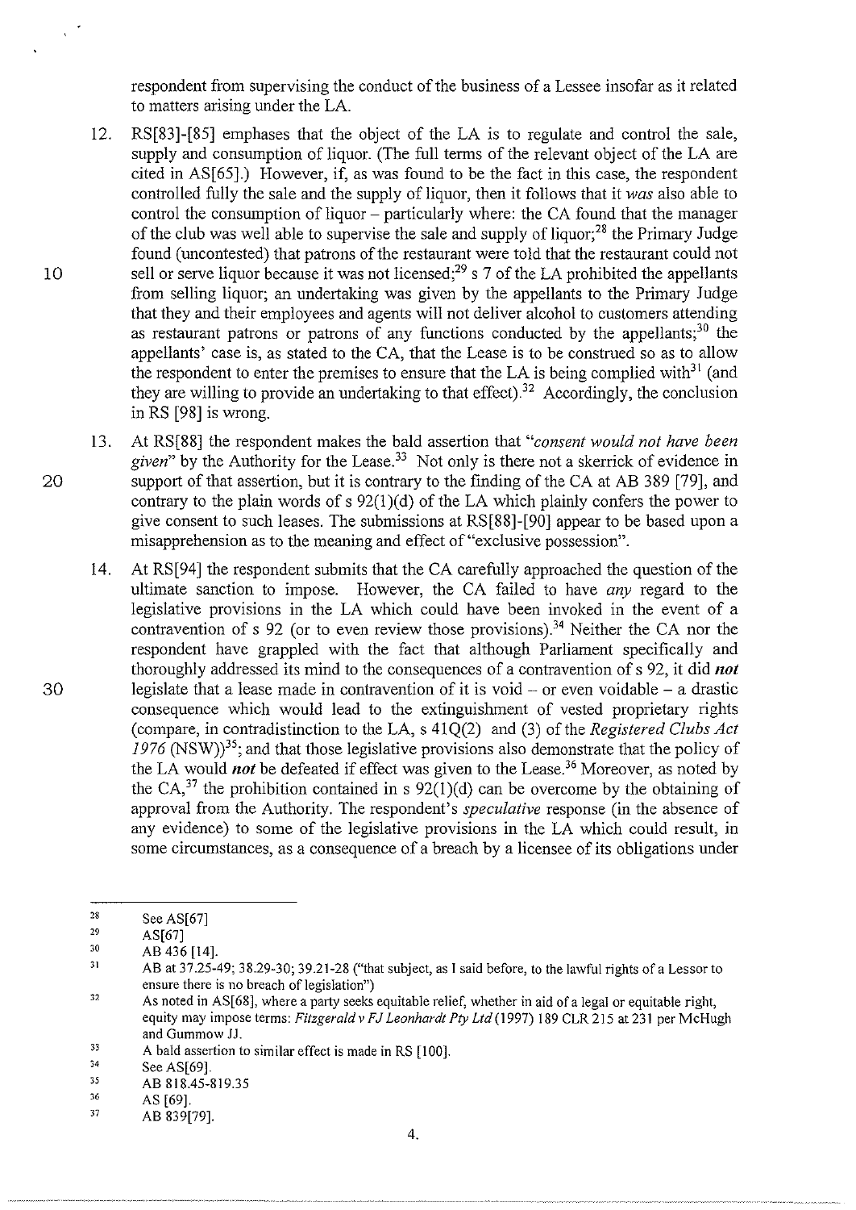respondent from supervising the conduct of the business of a Lessee insofar as it related to matters arising under the LA.

12. RS[83]-[85] emphases that the object of the LA is to regulate and control the sale, supply and consumption of liquor. (The full terms of the relevant object of the LA are cited in AS[65].) However, if, as was found to be the fact in this case, the respondent controlled fully the sale and the supply of liquor, then it follows that it *was* also able to control the consumption of liquor – particularly where: the CA found that the manager of the club was well able to supervise the sale and supply of liquor;[28] the Primary Judge found (uncontested) that patrons of the restaurant were told that the restaurant could not sell or serve liquor because it was not licensed;[29] s 7 of the LA prohibited the appellants from selling liquor; an undertaking was given by the appellants to the Primary Judge that they and their employees and agents will not deliver alcohol to customers attending as restaurant patrons or patrons of any functions conducted by the appellants;[30] the appellants' case is, as stated to the CA, that the Lease is to be construed so as to allow the respondent to enter the premises to ensure that the LA is being complied with[31] (and they are willing to provide an undertaking to that effect).[32] Accordingly, the conclusion in RS [98] is wrong.

13. At RS[88] the respondent makes the bald assertion that "*consent would not have been given*" by the Authority for the Lease.[33] Not only is there not a skerrick of evidence in support of that assertion, but it is contrary to the finding of the CA at AB 389 [79], and contrary to the plain words of s 92(1)(d) of the LA which plainly confers the power to give consent to such leases. The submissions at RS[88]-[90] appear to be based upon a misapprehension as to the meaning and effect of "exclusive possession".

14. At RS[94] the respondent submits that the CA carefully approached the question of the ultimate sanction to impose. However, the CA failed to have *any* regard to the legislative provisions in the LA which could have been invoked in the event of a contravention of s 92 (or to even review those provisions).[34] Neither the CA nor the respondent have grappled with the fact that although Parliament specifically and thoroughly addressed its mind to the consequences of a contravention of s 92, it did ***not*** legislate that a lease made in contravention of it is void – or even voidable – a drastic consequence which would lead to the extinguishment of vested proprietary rights (compare, in contradistinction to the LA, s 41Q(2) and (3) of the *Registered Clubs Act 1976* (NSW))[35]; and that those legislative provisions also demonstrate that the policy of the LA would ***not*** be defeated if effect was given to the Lease.[36] Moreover, as noted by the CA,[37] the prohibition contained in s 92(1)(d) can be overcome by the obtaining of approval from the Authority. The respondent's *speculative* response (in the absence of any evidence) to some of the legislative provisions in the LA which could result, in some circumstances, as a consequence of a breach by a licensee of its obligations under

---

[28] See AS[67]

[29] AS[67]

[30] AB 436 [14].

[31] AB at 37.25-49; 38.29-30; 39.21-28 ("that subject, as I said before, to the lawful rights of a Lessor to ensure there is no breach of legislation")

[32] As noted in AS[68], where a party seeks equitable relief, whether in aid of a legal or equitable right, equity may impose terms: *Fitzgerald v FJ Leonhardt Pty Ltd* (1997) 189 CLR 215 at 231 per McHugh and Gummow JJ.

[33] A bald assertion to similar effect is made in RS [100].

[34] See AS[69].

[35] AB 818.45-819.35

[36] AS [69].

[37] AB 839[79].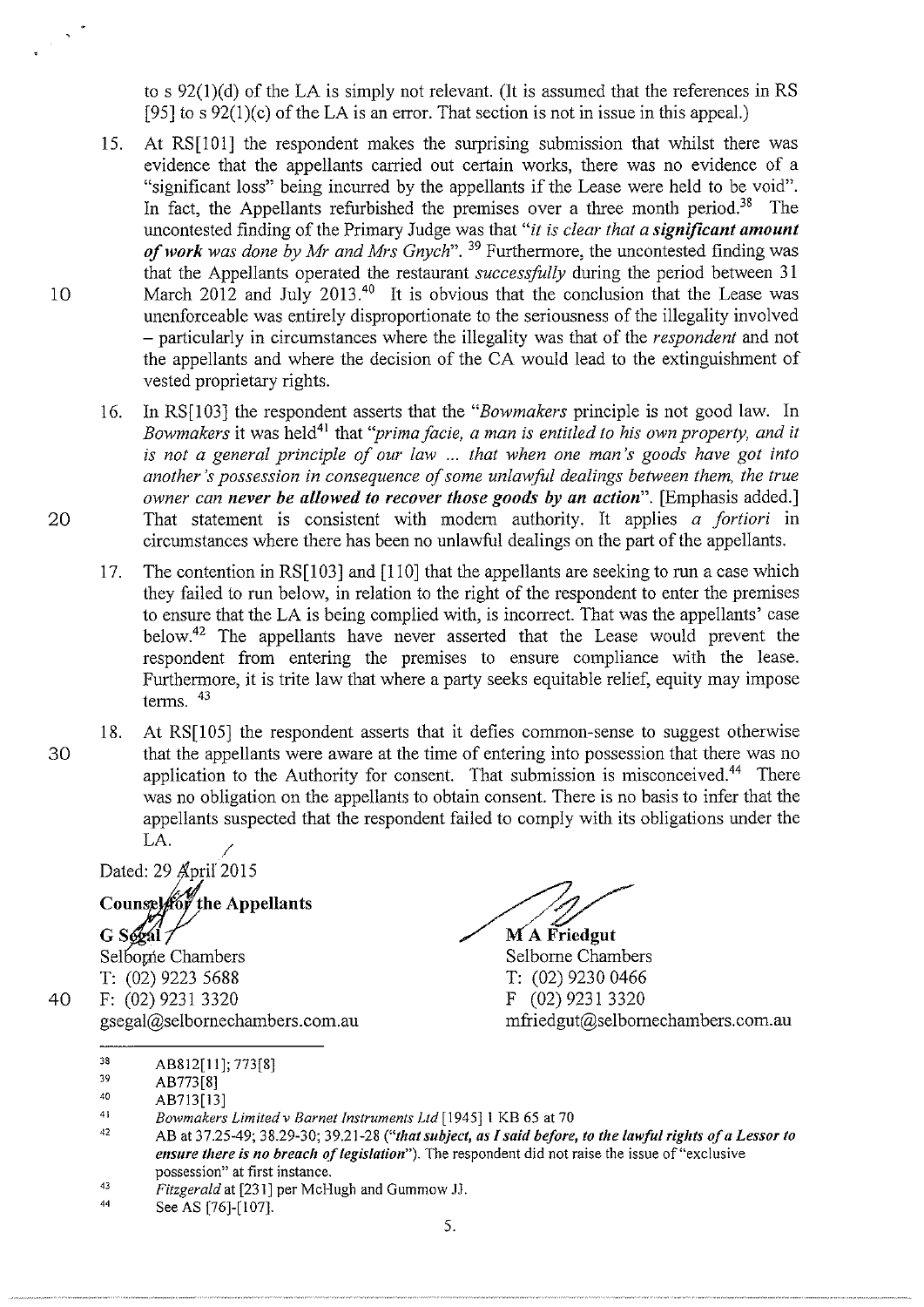to s 92(1)(d) of the LA is simply not relevant. (It is assumed that the references in RS [95] to s 92(1)(c) of the LA is an error. That section is not in issue in this appeal.)

15. At RS[101] the respondent makes the surprising submission that whilst there was evidence that the appellants carried out certain works, there was no evidence of a "significant loss" being incurred by the appellants if the Lease were held to be void". In fact, the Appellants refurbished the premises over a three month period.[38] The uncontested finding of the Primary Judge was that *"it is clear that a **significant amount of work** was done by Mr and Mrs Gnych"*. [39] Furthermore, the uncontested finding was that the Appellants operated the restaurant *successfully* during the period between 31 March 2012 and July 2013.[40] It is obvious that the conclusion that the Lease was unenforceable was entirely disproportionate to the seriousness of the illegality involved – particularly in circumstances where the illegality was that of the *respondent* and not the appellants and where the decision of the CA would lead to the extinguishment of vested proprietary rights.

16. In RS[103] the respondent asserts that the "*Bowmakers* principle is not good law. In *Bowmakers* it was held[41] that *"prima facie, a man is entitled to his own property, and it is not a general principle of our law ... that when one man's goods have got into another's possession in consequence of some unlawful dealings between them, the true owner can **never be allowed to recover those goods by an action**"*. [Emphasis added.] That statement is consistent with modern authority. It applies *a fortiori* in circumstances where there has been no unlawful dealings on the part of the appellants.

17. The contention in RS[103] and [110] that the appellants are seeking to run a case which they failed to run below, in relation to the right of the respondent to enter the premises to ensure that the LA is being complied with, is incorrect. That was the appellants' case below.[42] The appellants have never asserted that the Lease would prevent the respondent from entering the premises to ensure compliance with the lease. Furthermore, it is trite law that where a party seeks equitable relief, equity may impose terms. [43]

18. At RS[105] the respondent asserts that it defies common-sense to suggest otherwise that the appellants were aware at the time of entering into possession that there was no application to the Authority for consent. That submission is misconceived.[44] There was no obligation on the appellants to obtain consent. There is no basis to infer that the appellants suspected that the respondent failed to comply with its obligations under the LA.

Dated: 29 April 2015

**Counsel for the Appellants**

**G Segal**
Selborne Chambers
T: (02) 9223 5688
F: (02) 9231 3320
gsegal@selbornechambers.com.au

**M A Friedgut**
Selborne Chambers
T: (02) 9230 0466
F (02) 9231 3320
mfriedgut@selbornechambers.com.au

---

[38] AB812[11]; 773[8]

[39] AB773[8]

[40] AB713[13]

[41] *Bowmakers Limited v Barnet Instruments Ltd* [1945] 1 KB 65 at 70

[42] AB at 37.25-49; 38.29-30; 39.21-28 (*"that subject, as I said before, to the lawful rights of a Lessor to ensure there is no breach of legislation"*). The respondent did not raise the issue of "exclusive possession" at first instance.

[43] *Fitzgerald* at [231] per McHugh and Gummow JJ.

[44] See AS [76]-[107].